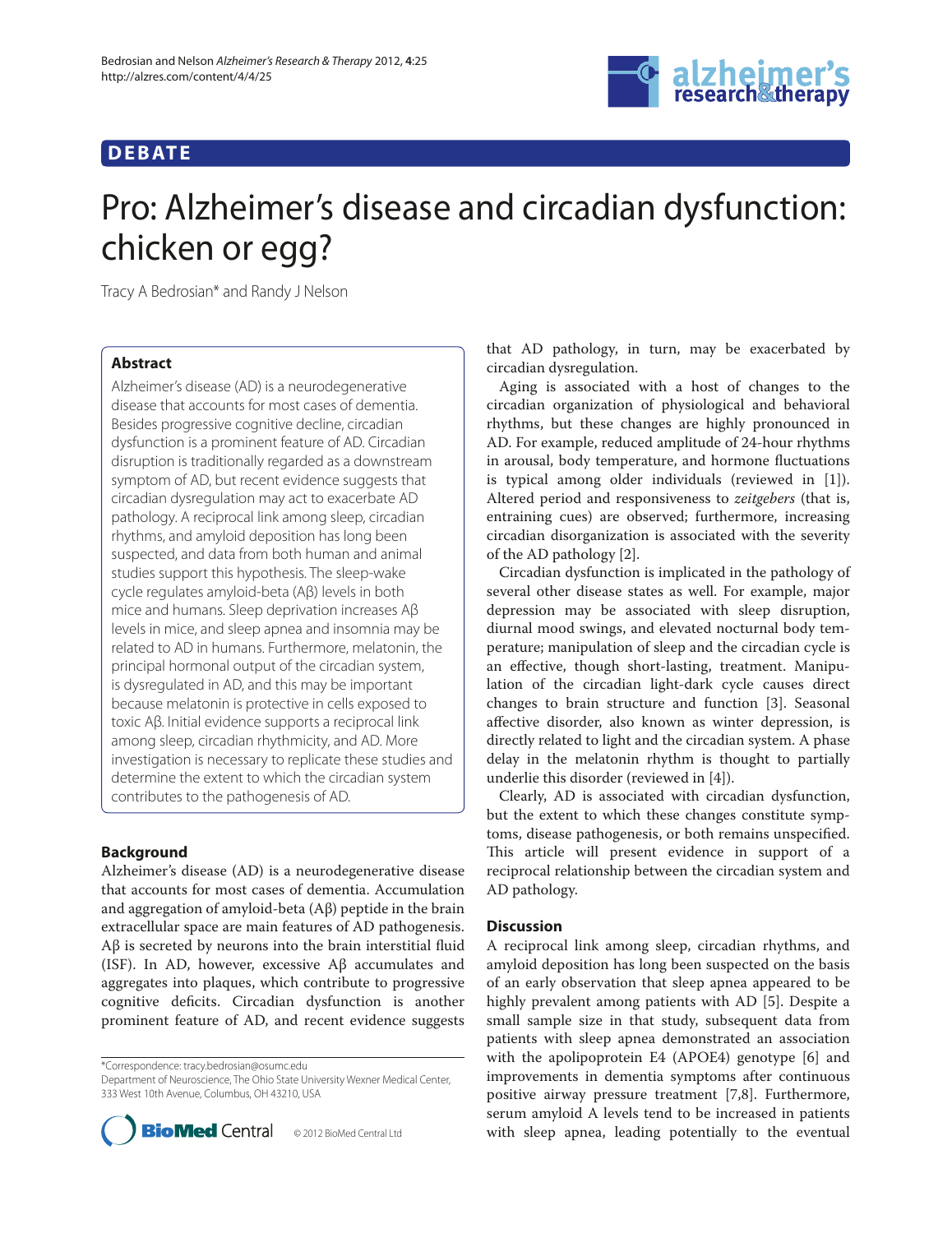DEBATE

# Pro: Alzheimer's disease and circadian dysfunction: chicken or egg?

Tracy A Bedrosian* and Randy J Nelson

## Abstract

Alzheimer's disease (AD) is a neurodegenerative disease that accounts for most cases of dementia. Besides progressive cognitive decline, circadian dysfunction is a prominent feature of AD. Circadian disruption is traditionally regarded as a downstream symptom of AD, but recent evidence suggests that circadian dysregulation may act to exacerbate AD pathology. A reciprocal link among sleep, circadian rhythms, and amyloid deposition has long been suspected, and data from both human and animal studies support this hypothesis. The sleep-wake cycle regulates amyloid-beta (Aβ) levels in both mice and humans. Sleep deprivation increases Aβ levels in mice, and sleep apnea and insomnia may be related to AD in humans. Furthermore, melatonin, the principal hormonal output of the circadian system, is dysregulated in AD, and this may be important because melatonin is protective in cells exposed to toxic Aβ. Initial evidence supports a reciprocal link among sleep, circadian rhythmicity, and AD. More investigation is necessary to replicate these studies and determine the extent to which the circadian system contributes to the pathogenesis of AD.

## Background

Alzheimer's disease (AD) is a neurodegenerative disease that accounts for most cases of dementia. Accumulation and aggregation of amyloid-beta (Aβ) peptide in the brain extracellular space are main features of AD pathogenesis. Aβ is secreted by neurons into the brain interstitial fluid (ISF). In AD, however, excessive Aβ accumulates and aggregates into plaques, which contribute to progressive cognitive deficits. Circadian dysfunction is another prominent feature of AD, and recent evidence suggests that AD pathology, in turn, may be exacerbated by circadian dysregulation.

Aging is associated with a host of changes to the circadian organization of physiological and behavioral rhythms, but these changes are highly pronounced in AD. For example, reduced amplitude of 24-hour rhythms in arousal, body temperature, and hormone fluctuations is typical among older individuals (reviewed in [1]). Altered period and responsiveness to *zeitgebers* (that is, entraining cues) are observed; furthermore, increasing circadian disorganization is associated with the severity of the AD pathology [2].

Circadian dysfunction is implicated in the pathology of several other disease states as well. For example, major depression may be associated with sleep disruption, diurnal mood swings, and elevated nocturnal body temperature; manipulation of sleep and the circadian cycle is an effective, though short-lasting, treatment. Manipulation of the circadian light-dark cycle causes direct changes to brain structure and function [3]. Seasonal affective disorder, also known as winter depression, is directly related to light and the circadian system. A phase delay in the melatonin rhythm is thought to partially underlie this disorder (reviewed in [4]).

Clearly, AD is associated with circadian dysfunction, but the extent to which these changes constitute symptoms, disease pathogenesis, or both remains unspecified. This article will present evidence in support of a reciprocal relationship between the circadian system and AD pathology.

## Discussion

A reciprocal link among sleep, circadian rhythms, and amyloid deposition has long been suspected on the basis of an early observation that sleep apnea appeared to be highly prevalent among patients with AD [5]. Despite a small sample size in that study, subsequent data from patients with sleep apnea demonstrated an association with the apolipoprotein E4 (APOE4) genotype [6] and improvements in dementia symptoms after continuous positive airway pressure treatment [7,8]. Furthermore, serum amyloid A levels tend to be increased in patients with sleep apnea, leading potentially to the eventual

*Correspondence: tracy.bedrosian@osumc.edu
Department of Neuroscience, The Ohio State University Wexner Medical Center, 333 West 10th Avenue, Columbus, OH 43210, USA

© 2012 BioMed Central Ltd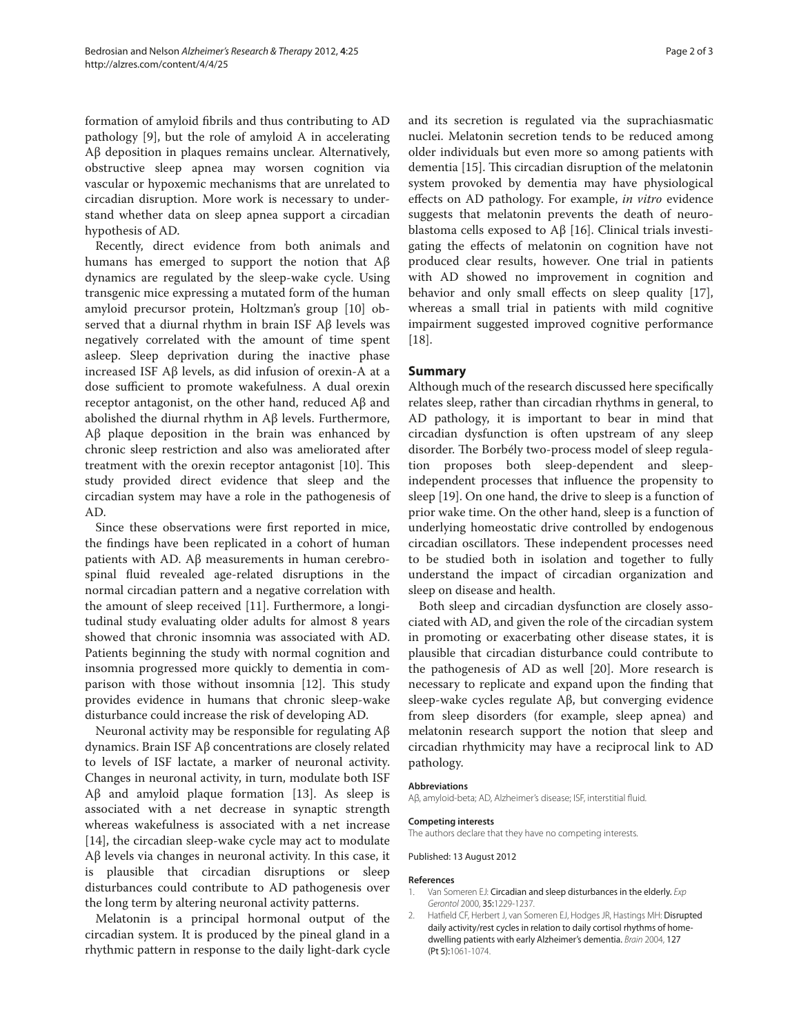formation of amyloid fibrils and thus contributing to AD pathology [9], but the role of amyloid A in accelerating Aβ deposition in plaques remains unclear. Alternatively, obstructive sleep apnea may worsen cognition via vascular or hypoxemic mechanisms that are unrelated to circadian disruption. More work is necessary to understand whether data on sleep apnea support a circadian hypothesis of AD.

Recently, direct evidence from both animals and humans has emerged to support the notion that Aβ dynamics are regulated by the sleep-wake cycle. Using transgenic mice expressing a mutated form of the human amyloid precursor protein, Holtzman's group [10] observed that a diurnal rhythm in brain ISF Aβ levels was negatively correlated with the amount of time spent asleep. Sleep deprivation during the inactive phase increased ISF Aβ levels, as did infusion of orexin-A at a dose sufficient to promote wakefulness. A dual orexin receptor antagonist, on the other hand, reduced Aβ and abolished the diurnal rhythm in Aβ levels. Furthermore, Aβ plaque deposition in the brain was enhanced by chronic sleep restriction and also was ameliorated after treatment with the orexin receptor antagonist [10]. This study provided direct evidence that sleep and the circadian system may have a role in the pathogenesis of AD.

Since these observations were first reported in mice, the findings have been replicated in a cohort of human patients with AD. Aβ measurements in human cerebrospinal fluid revealed age-related disruptions in the normal circadian pattern and a negative correlation with the amount of sleep received [11]. Furthermore, a longitudinal study evaluating older adults for almost 8 years showed that chronic insomnia was associated with AD. Patients beginning the study with normal cognition and insomnia progressed more quickly to dementia in comparison with those without insomnia [12]. This study provides evidence in humans that chronic sleep-wake disturbance could increase the risk of developing AD.

Neuronal activity may be responsible for regulating Aβ dynamics. Brain ISF Aβ concentrations are closely related to levels of ISF lactate, a marker of neuronal activity. Changes in neuronal activity, in turn, modulate both ISF Aβ and amyloid plaque formation [13]. As sleep is associated with a net decrease in synaptic strength whereas wakefulness is associated with a net increase [14], the circadian sleep-wake cycle may act to modulate Aβ levels via changes in neuronal activity. In this case, it is plausible that circadian disruptions or sleep disturbances could contribute to AD pathogenesis over the long term by altering neuronal activity patterns.

Melatonin is a principal hormonal output of the circadian system. It is produced by the pineal gland in a rhythmic pattern in response to the daily light-dark cycle and its secretion is regulated via the suprachiasmatic nuclei. Melatonin secretion tends to be reduced among older individuals but even more so among patients with dementia [15]. This circadian disruption of the melatonin system provoked by dementia may have physiological effects on AD pathology. For example, *in vitro* evidence suggests that melatonin prevents the death of neuroblastoma cells exposed to Aβ [16]. Clinical trials investigating the effects of melatonin on cognition have not produced clear results, however. One trial in patients with AD showed no improvement in cognition and behavior and only small effects on sleep quality [17], whereas a small trial in patients with mild cognitive impairment suggested improved cognitive performance [18].

## Summary

Although much of the research discussed here specifically relates sleep, rather than circadian rhythms in general, to AD pathology, it is important to bear in mind that circadian dysfunction is often upstream of any sleep disorder. The Borbély two-process model of sleep regulation proposes both sleep-dependent and sleep-independent processes that influence the propensity to sleep [19]. On one hand, the drive to sleep is a function of prior wake time. On the other hand, sleep is a function of underlying homeostatic drive controlled by endogenous circadian oscillators. These independent processes need to be studied both in isolation and together to fully understand the impact of circadian organization and sleep on disease and health.

Both sleep and circadian dysfunction are closely associated with AD, and given the role of the circadian system in promoting or exacerbating other disease states, it is plausible that circadian disturbance could contribute to the pathogenesis of AD as well [20]. More research is necessary to replicate and expand upon the finding that sleep-wake cycles regulate Aβ, but converging evidence from sleep disorders (for example, sleep apnea) and melatonin research support the notion that sleep and circadian rhythmicity may have a reciprocal link to AD pathology.

#### Abbreviations

Aβ, amyloid-beta; AD, Alzheimer's disease; ISF, interstitial fluid.

#### Competing interests

The authors declare that they have no competing interests.

Published: 13 August 2012

#### References

1. Van Someren EJ: **Circadian and sleep disturbances in the elderly.** *Exp Gerontol* 2000, **35:**1229-1237.
2. Hatfield CF, Herbert J, van Someren EJ, Hodges JR, Hastings MH: **Disrupted daily activity/rest cycles in relation to daily cortisol rhythms of home-dwelling patients with early Alzheimer's dementia.** *Brain* 2004, **127** (Pt 5)**:**1061-1074.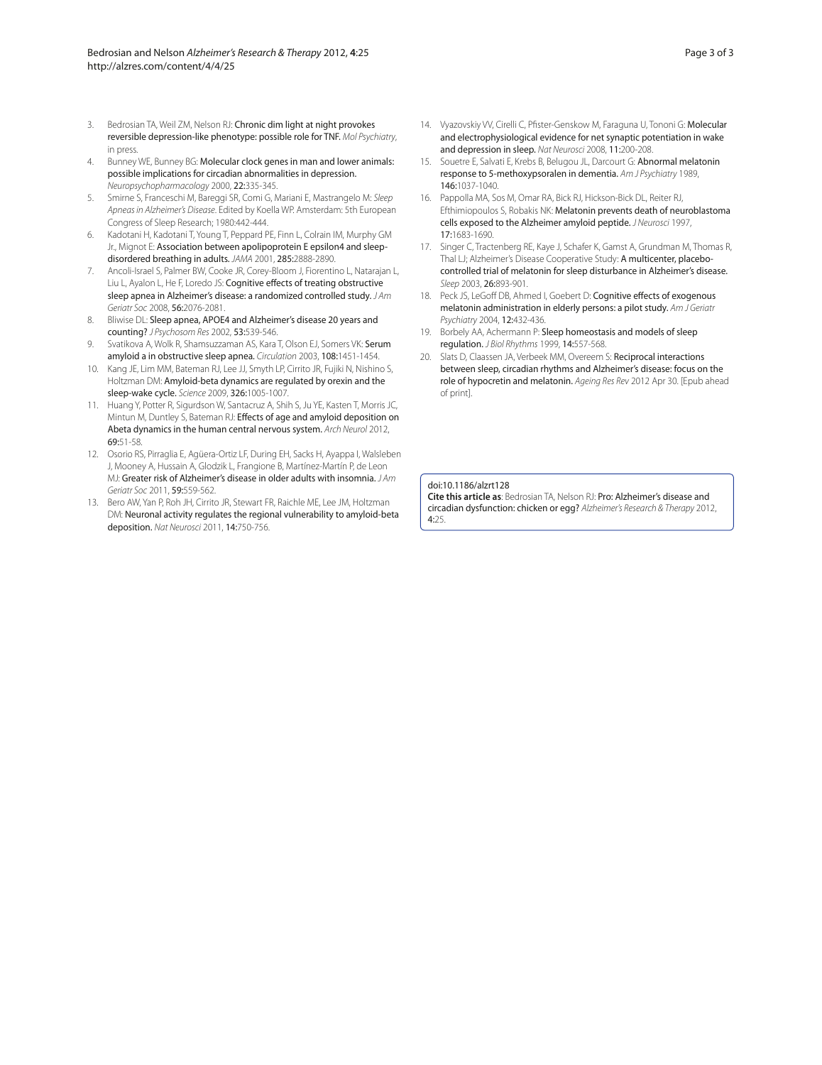3. Bedrosian TA, Weil ZM, Nelson RJ: **Chronic dim light at night provokes reversible depression-like phenotype: possible role for TNF.** *Mol Psychiatry*, in press.
4. Bunney WE, Bunney BG: **Molecular clock genes in man and lower animals: possible implications for circadian abnormalities in depression.** *Neuropsychopharmacology* 2000, **22:**335-345.
5. Smirne S, Franceschi M, Bareggi SR, Comi G, Mariani E, Mastrangelo M: *Sleep Apneas in Alzheimer's Disease*. Edited by Koella WP. Amsterdam: 5th European Congress of Sleep Research; 1980:442-444.
6. Kadotani H, Kadotani T, Young T, Peppard PE, Finn L, Colrain IM, Murphy GM Jr., Mignot E: **Association between apolipoprotein E epsilon4 and sleep-disordered breathing in adults.** *JAMA* 2001, **285:**2888-2890.
7. Ancoli-Israel S, Palmer BW, Cooke JR, Corey-Bloom J, Fiorentino L, Natarajan L, Liu L, Ayalon L, He F, Loredo JS: **Cognitive effects of treating obstructive sleep apnea in Alzheimer's disease: a randomized controlled study.** *J Am Geriatr Soc* 2008, **56:**2076-2081.
8. Bliwise DL: **Sleep apnea, APOE4 and Alzheimer's disease 20 years and counting?** *J Psychosom Res* 2002, **53:**539-546.
9. Svatikova A, Wolk R, Shamsuzzaman AS, Kara T, Olson EJ, Somers VK: **Serum amyloid a in obstructive sleep apnea.** *Circulation* 2003, **108:**1451-1454.
10. Kang JE, Lim MM, Bateman RJ, Lee JJ, Smyth LP, Cirrito JR, Fujiki N, Nishino S, Holtzman DM: **Amyloid-beta dynamics are regulated by orexin and the sleep-wake cycle.** *Science* 2009, **326:**1005-1007.
11. Huang Y, Potter R, Sigurdson W, Santacruz A, Shih S, Ju YE, Kasten T, Morris JC, Mintun M, Duntley S, Bateman RJ: **Effects of age and amyloid deposition on Abeta dynamics in the human central nervous system.** *Arch Neurol* 2012, **69:**51-58.
12. Osorio RS, Pirraglia E, Agüera-Ortiz LF, During EH, Sacks H, Ayappa I, Walsleben J, Mooney A, Hussain A, Glodzik L, Frangione B, Martínez-Martín P, de Leon MJ: **Greater risk of Alzheimer's disease in older adults with insomnia.** *J Am Geriatr Soc* 2011, **59:**559-562.
13. Bero AW, Yan P, Roh JH, Cirrito JR, Stewart FR, Raichle ME, Lee JM, Holtzman DM: **Neuronal activity regulates the regional vulnerability to amyloid-beta deposition.** *Nat Neurosci* 2011, **14:**750-756.
14. Vyazovskiy VV, Cirelli C, Pfister-Genskow M, Faraguna U, Tononi G: **Molecular and electrophysiological evidence for net synaptic potentiation in wake and depression in sleep.** *Nat Neurosci* 2008, **11:**200-208.
15. Souetre E, Salvati E, Krebs B, Belugou JL, Darcourt G: **Abnormal melatonin response to 5-methoxypsoralen in dementia.** *Am J Psychiatry* 1989, **146:**1037-1040.
16. Pappolla MA, Sos M, Omar RA, Bick RJ, Hickson-Bick DL, Reiter RJ, Efthimiopoulos S, Robakis NK: **Melatonin prevents death of neuroblastoma cells exposed to the Alzheimer amyloid peptide.** *J Neurosci* 1997, **17:**1683-1690.
17. Singer C, Tractenberg RE, Kaye J, Schafer K, Gamst A, Grundman M, Thomas R, Thal LJ; Alzheimer's Disease Cooperative Study: **A multicenter, placebo-controlled trial of melatonin for sleep disturbance in Alzheimer's disease.** *Sleep* 2003, **26:**893-901.
18. Peck JS, LeGoff DB, Ahmed I, Goebert D: **Cognitive effects of exogenous melatonin administration in elderly persons: a pilot study.** *Am J Geriatr Psychiatry* 2004, **12:**432-436.
19. Borbely AA, Achermann P: **Sleep homeostasis and models of sleep regulation.** *J Biol Rhythms* 1999, **14:**557-568.
20. Slats D, Claassen JA, Verbeek MM, Overeem S: **Reciprocal interactions between sleep, circadian rhythms and Alzheimer's disease: focus on the role of hypocretin and melatonin.** *Ageing Res Rev* 2012 Apr 30. [Epub ahead of print].

doi:10.1186/alzrt128
**Cite this article as**: Bedrosian TA, Nelson RJ: Pro: Alzheimer's disease and circadian dysfunction: chicken or egg? *Alzheimer's Research & Therapy* 2012, **4:**25.